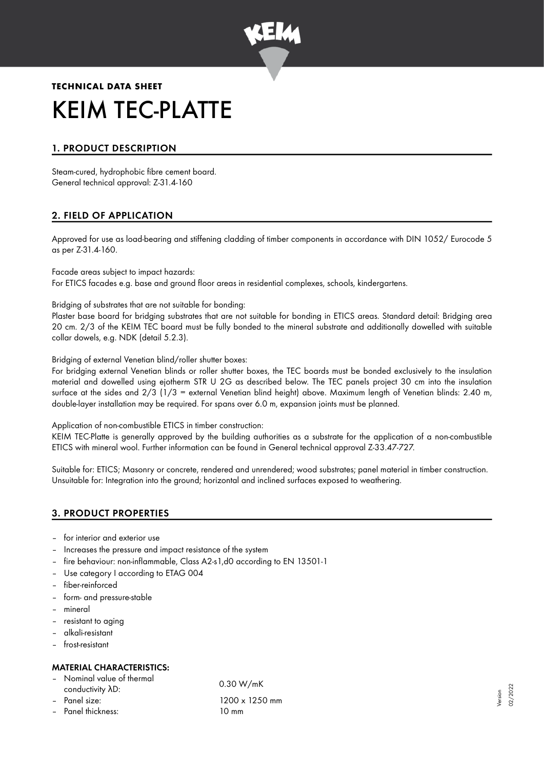**TECHNICAL DATA SHEET**

# KEIM TEC-PLATTE

## 1. PRODUCT DESCRIPTION

Steam-cured, hydrophobic fibre cement board.
General technical approval: Z-31.4-160

## 2. FIELD OF APPLICATION

Approved for use as load-bearing and stiffening cladding of timber components in accordance with DIN 1052/ Eurocode 5 as per Z-31.4-160.

Facade areas subject to impact hazards:
For ETICS facades e.g. base and ground floor areas in residential complexes, schools, kindergartens.

Bridging of substrates that are not suitable for bonding:
Plaster base board for bridging substrates that are not suitable for bonding in ETICS areas. Standard detail: Bridging area 20 cm. 2/3 of the KEIM TEC board must be fully bonded to the mineral substrate and additionally dowelled with suitable collar dowels, e.g. NDK (detail 5.2.3).

Bridging of external Venetian blind/roller shutter boxes:
For bridging external Venetian blinds or roller shutter boxes, the TEC boards must be bonded exclusively to the insulation material and dowelled using ejotherm STR U 2G as described below. The TEC panels project 30 cm into the insulation surface at the sides and 2/3 (1/3 = external Venetian blind height) above. Maximum length of Venetian blinds: 2.40 m, double-layer installation may be required. For spans over 6.0 m, expansion joints must be planned.

Application of non-combustible ETICS in timber construction:
KEIM TEC-Platte is generally approved by the building authorities as a substrate for the application of a non-combustible ETICS with mineral wool. Further information can be found in General technical approval Z-33.47-727.

Suitable for: ETICS; Masonry or concrete, rendered and unrendered; wood substrates; panel material in timber construction.
Unsuitable for: Integration into the ground; horizontal and inclined surfaces exposed to weathering.

## 3. PRODUCT PROPERTIES

- for interior and exterior use
- Increases the pressure and impact resistance of the system
- fire behaviour: non-inflammable, Class A2-s1,d0 according to EN 13501-1
- Use category I according to ETAG 004
- fiber-reinforced
- form- and pressure-stable
- mineral
- resistant to aging
- alkali-resistant
- frost-resistant

### MATERIAL CHARACTERISTICS:

- Nominal value of thermal conductivity λD: 0.30 W/mK
- Panel size: 1200 x 1250 mm
- Panel thickness: 10 mm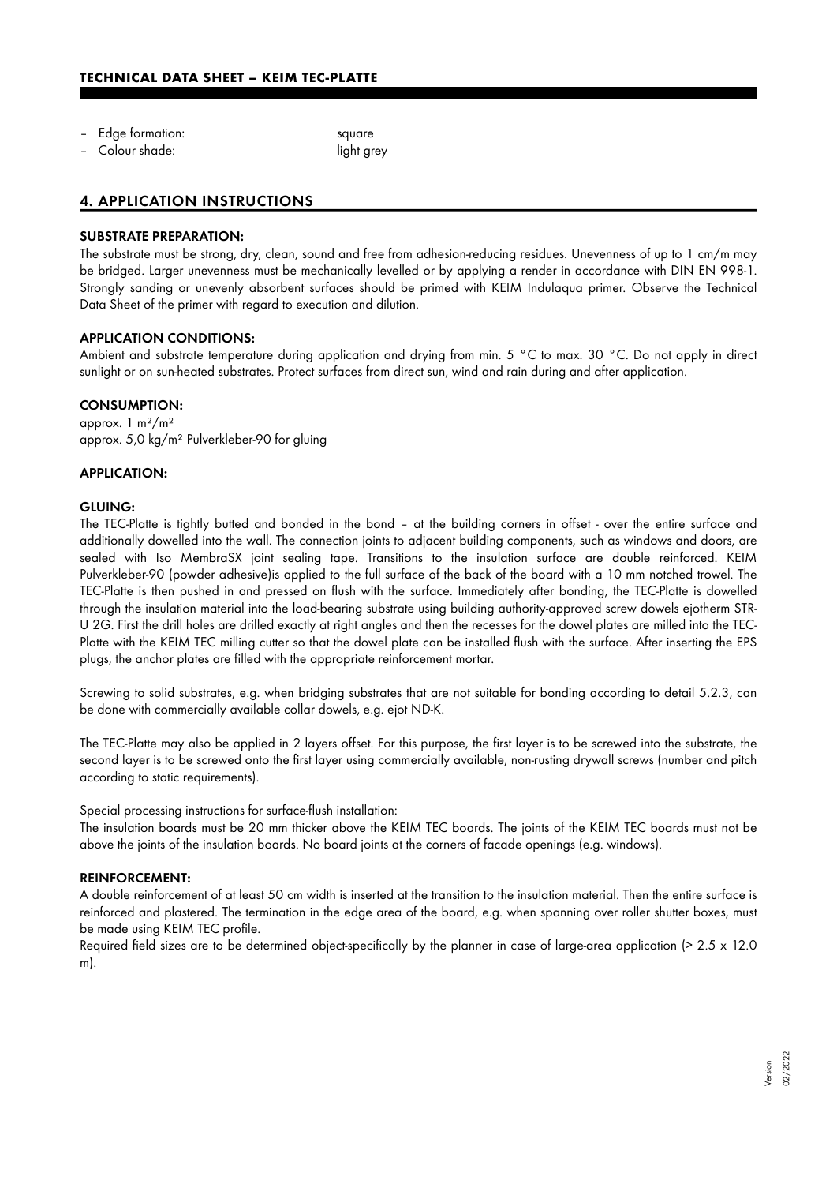- Edge formation: square
- Colour shade: light grey

## 4. APPLICATION INSTRUCTIONS

### SUBSTRATE PREPARATION:

The substrate must be strong, dry, clean, sound and free from adhesion-reducing residues. Unevenness of up to 1 cm/m may be bridged. Larger unevenness must be mechanically levelled or by applying a render in accordance with DIN EN 998-1. Strongly sanding or unevenly absorbent surfaces should be primed with KEIM Indulaqua primer. Observe the Technical Data Sheet of the primer with regard to execution and dilution.

### APPLICATION CONDITIONS:

Ambient and substrate temperature during application and drying from min. 5 °C to max. 30 °C. Do not apply in direct sunlight or on sun-heated substrates. Protect surfaces from direct sun, wind and rain during and after application.

### CONSUMPTION:

approx. 1 $m^2/m^2$
approx. 5,0 $kg/m^2$ Pulverkleber-90 for gluing

### APPLICATION:

### GLUING:

The TEC-Platte is tightly butted and bonded in the bond – at the building corners in offset - over the entire surface and additionally dowelled into the wall. The connection joints to adjacent building components, such as windows and doors, are sealed with Iso MembraSX joint sealing tape. Transitions to the insulation surface are double reinforced. KEIM Pulverkleber-90 (powder adhesive)is applied to the full surface of the back of the board with a 10 mm notched trowel. The TEC-Platte is then pushed in and pressed on flush with the surface. Immediately after bonding, the TEC-Platte is dowelled through the insulation material into the load-bearing substrate using building authority-approved screw dowels ejotherm STR-U 2G. First the drill holes are drilled exactly at right angles and then the recesses for the dowel plates are milled into the TEC-Platte with the KEIM TEC milling cutter so that the dowel plate can be installed flush with the surface. After inserting the EPS plugs, the anchor plates are filled with the appropriate reinforcement mortar.

Screwing to solid substrates, e.g. when bridging substrates that are not suitable for bonding according to detail 5.2.3, can be done with commercially available collar dowels, e.g. ejot ND-K.

The TEC-Platte may also be applied in 2 layers offset. For this purpose, the first layer is to be screwed into the substrate, the second layer is to be screwed onto the first layer using commercially available, non-rusting drywall screws (number and pitch according to static requirements).

Special processing instructions for surface-flush installation:
The insulation boards must be 20 mm thicker above the KEIM TEC boards. The joints of the KEIM TEC boards must not be above the joints of the insulation boards. No board joints at the corners of facade openings (e.g. windows).

### REINFORCEMENT:

A double reinforcement of at least 50 cm width is inserted at the transition to the insulation material. Then the entire surface is reinforced and plastered. The termination in the edge area of the board, e.g. when spanning over roller shutter boxes, must be made using KEIM TEC profile.
Required field sizes are to be determined object-specifically by the planner in case of large-area application (> 2.5 x 12.0 m).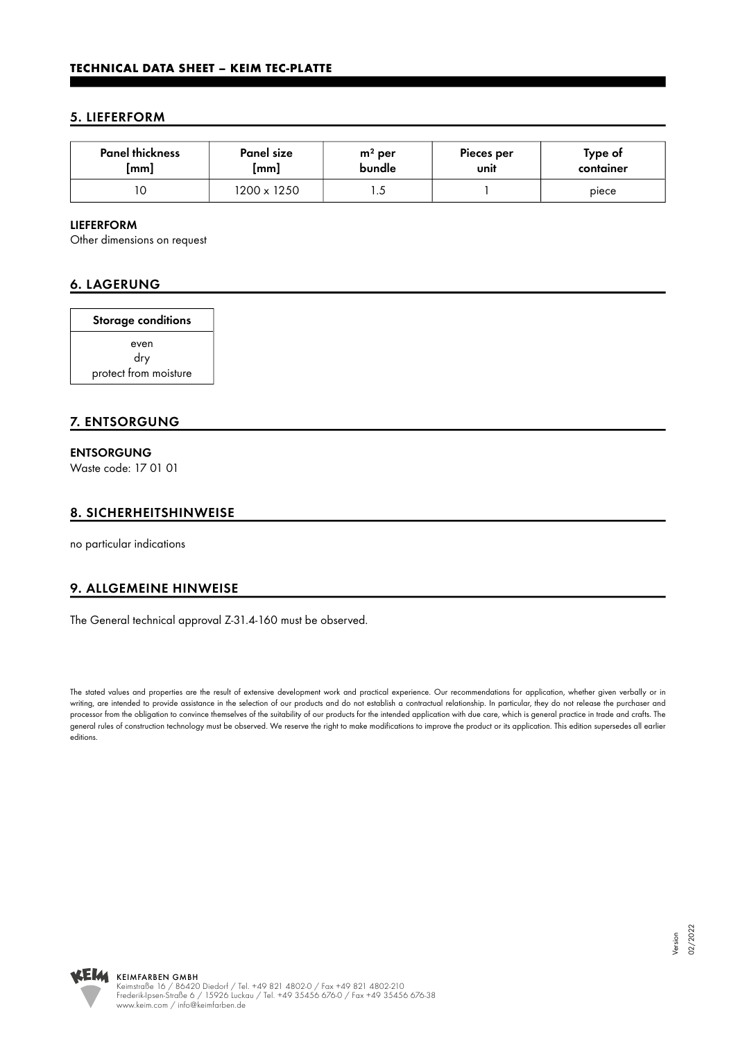## 5. LIEFERFORM

| Panel thickness [mm] | Panel size [mm] | m² per bundle | Pieces per unit | Type of container |
|---|---|---|---|---|
| 10 | 1200 x 1250 | 1.5 | 1 | piece |

**LIEFERFORM**
Other dimensions on request

## 6. LAGERUNG

| Storage conditions |
|---|
| even<br>dry<br>protect from moisture |

## 7. ENTSORGUNG

**ENTSORGUNG**
Waste code: 17 01 01

## 8. SICHERHEITSHINWEISE

no particular indications

## 9. ALLGEMEINE HINWEISE

The General technical approval Z-31.4-160 must be observed.

The stated values and properties are the result of extensive development work and practical experience. Our recommendations for application, whether given verbally or in writing, are intended to provide assistance in the selection of our products and do not establish a contractual relationship. In particular, they do not release the purchaser and processor from the obligation to convince themselves of the suitability of our products for the intended application with due care, which is general practice in trade and crafts. The general rules of construction technology must be observed. We reserve the right to make modifications to improve the product or its application. This edition supersedes all earlier editions.

KEIMFARBEN GMBH
Keimstraße 16 / 86420 Diedorf / Tel. +49 821 4802-0 / Fax +49 821 4802-210
Frederik-Ipsen-Straße 6 / 15926 Luckau / Tel. +49 35456 676-0 / Fax +49 35456 676-38
www.keim.com / info@keimfarben.de

Version 02/2022